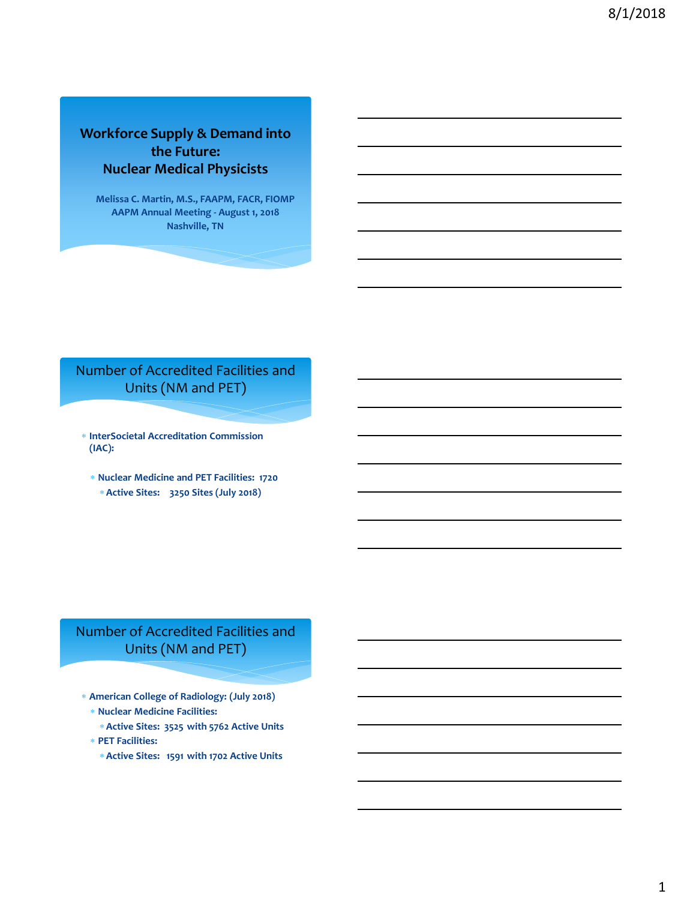# Workforce Supply & Demand into the Future: Nuclear Medical Physicists

**Melissa C. Martin, M.S., FAAPM, FACR, FIOMP**
**AAPM Annual Meeting - August 1, 2018**
**Nashville, TN**

## Number of Accredited Facilities and Units (NM and PET)

- **InterSocietal Accreditation Commission (IAC):**
  - **Nuclear Medicine and PET Facilities: 1720**
    - **Active Sites: 3250 Sites (July 2018)**

## Number of Accredited Facilities and Units (NM and PET)

- **American College of Radiology: (July 2018)**
  - **Nuclear Medicine Facilities:**
    - **Active Sites: 3525 with 5762 Active Units**
  - **PET Facilities:**
    - **Active Sites: 1591 with 1702 Active Units**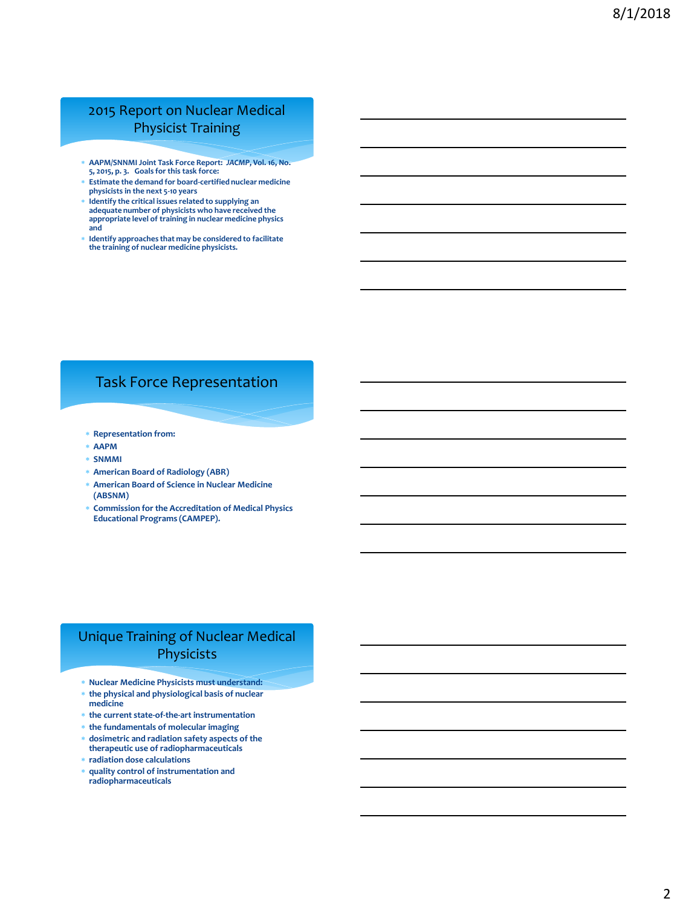## 2015 Report on Nuclear Medical Physicist Training

- AAPM/SNNMI Joint Task Force Report: *JACMP*, Vol. 16, No. 5, 2015, p. 3. Goals for this task force:
- Estimate the demand for board-certified nuclear medicine physicists in the next 5-10 years
- Identify the critical issues related to supplying an adequate number of physicists who have received the appropriate level of training in nuclear medicine physics and
- Identify approaches that may be considered to facilitate the training of nuclear medicine physicists.

## Task Force Representation

- Representation from:
- AAPM
- SNMMI
- American Board of Radiology (ABR)
- American Board of Science in Nuclear Medicine (ABSNM)
- Commission for the Accreditation of Medical Physics Educational Programs (CAMPEP).

## Unique Training of Nuclear Medical Physicists

- Nuclear Medicine Physicists must understand:
- the physical and physiological basis of nuclear medicine
- the current state-of-the-art instrumentation
- the fundamentals of molecular imaging
- dosimetric and radiation safety aspects of the therapeutic use of radiopharmaceuticals
- radiation dose calculations
- quality control of instrumentation and radiopharmaceuticals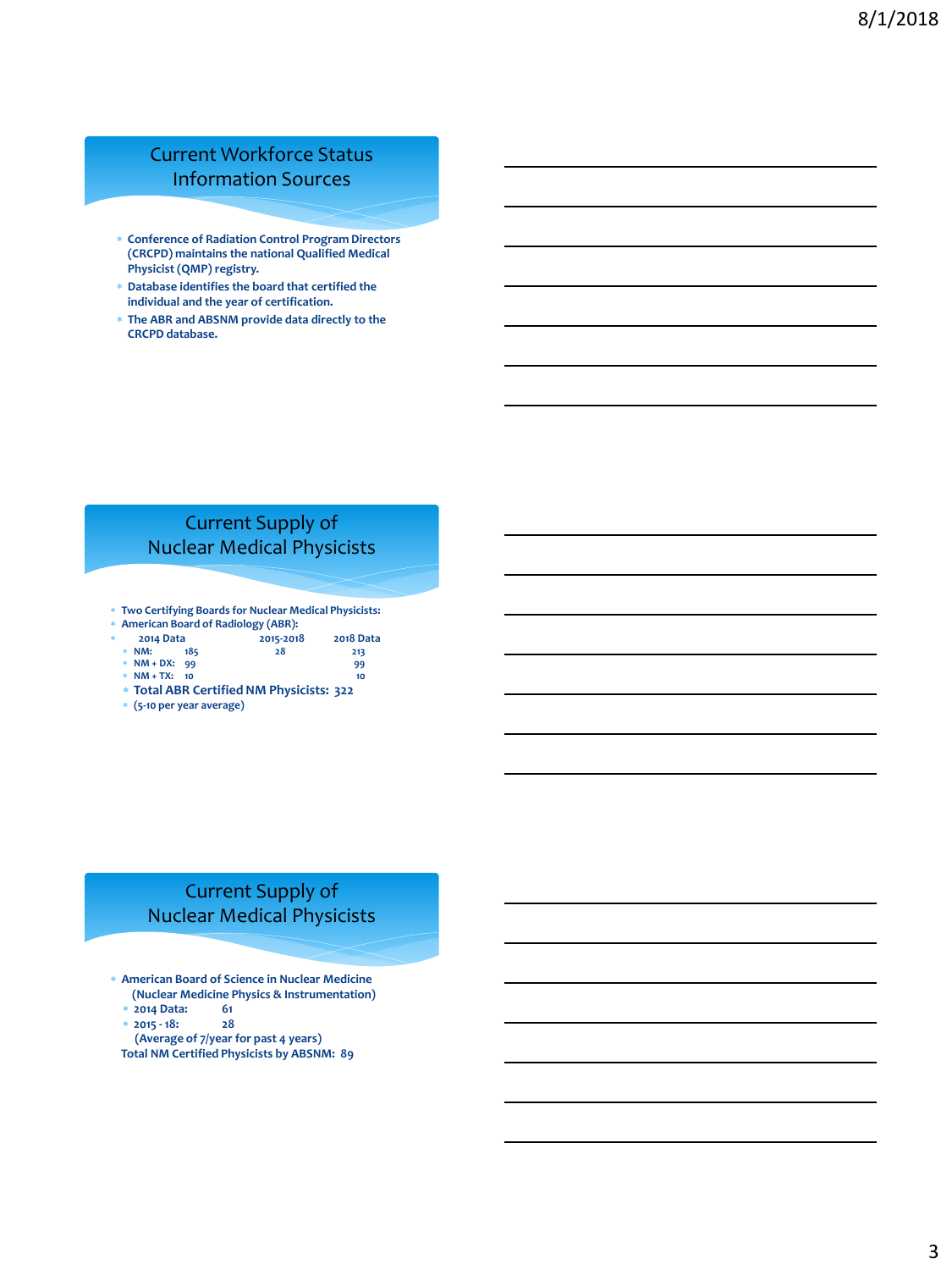## Current Workforce Status Information Sources

- **Conference of Radiation Control Program Directors (CRCPD) maintains the national Qualified Medical Physicist (QMP) registry.**
- **Database identifies the board that certified the individual and the year of certification.**
- **The ABR and ABSNM provide data directly to the CRCPD database.**

## Current Supply of Nuclear Medical Physicists

- **Two Certifying Boards for Nuclear Medical Physicists:**
- **American Board of Radiology (ABR):**

| | 2014 Data | 2015-2018 | 2018 Data |
|---|---|---|---|
| NM: | 185 | 28 | 213 |
| NM + DX: | 99 | | 99 |
| NM + TX: | 10 | | 10 |

- **Total ABR Certified NM Physicists: 322**
- **(5-10 per year average)**

## Current Supply of Nuclear Medical Physicists

- **American Board of Science in Nuclear Medicine (Nuclear Medicine Physics & Instrumentation)**
  - **2014 Data: 61**
  - **2015 - 18: 28**

  **(Average of 7/year for past 4 years)**

**Total NM Certified Physicists by ABSNM: 89**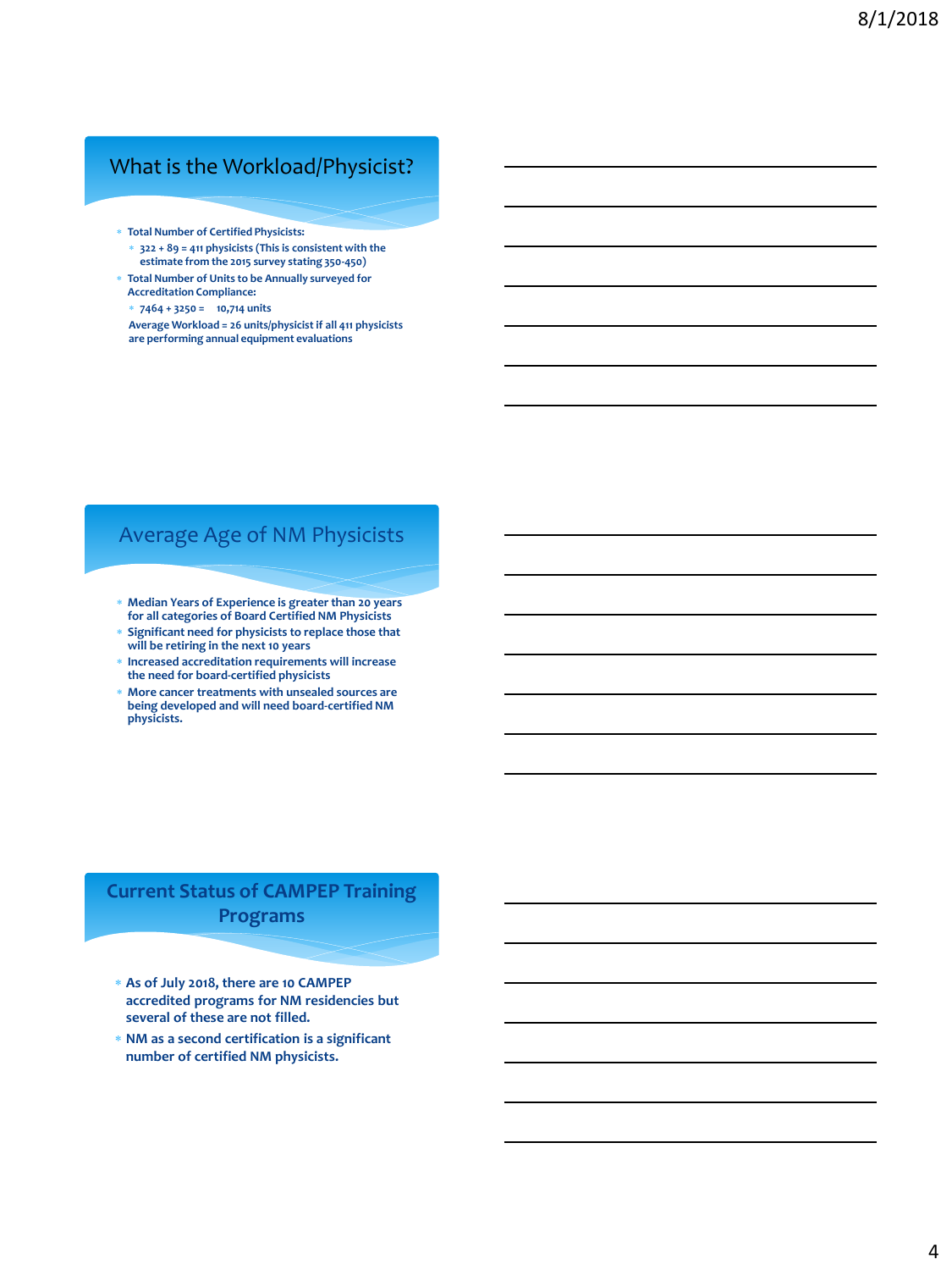## What is the Workload/Physicist?

- Total Number of Certified Physicists:
  - 322 + 89 = 411 physicists (This is consistent with the estimate from the 2015 survey stating 350-450)
- Total Number of Units to be Annually surveyed for Accreditation Compliance:
  - 7464 + 3250 = 10,714 units

  Average Workload = 26 units/physicist if all 411 physicists are performing annual equipment evaluations

## Average Age of NM Physicists

- Median Years of Experience is greater than 20 years for all categories of Board Certified NM Physicists
- Significant need for physicists to replace those that will be retiring in the next 10 years
- Increased accreditation requirements will increase the need for board-certified physicists
- More cancer treatments with unsealed sources are being developed and will need board-certified NM physicists.

## Current Status of CAMPEP Training Programs

- As of July 2018, there are 10 CAMPEP accredited programs for NM residencies but several of these are not filled.
- NM as a second certification is a significant number of certified NM physicists.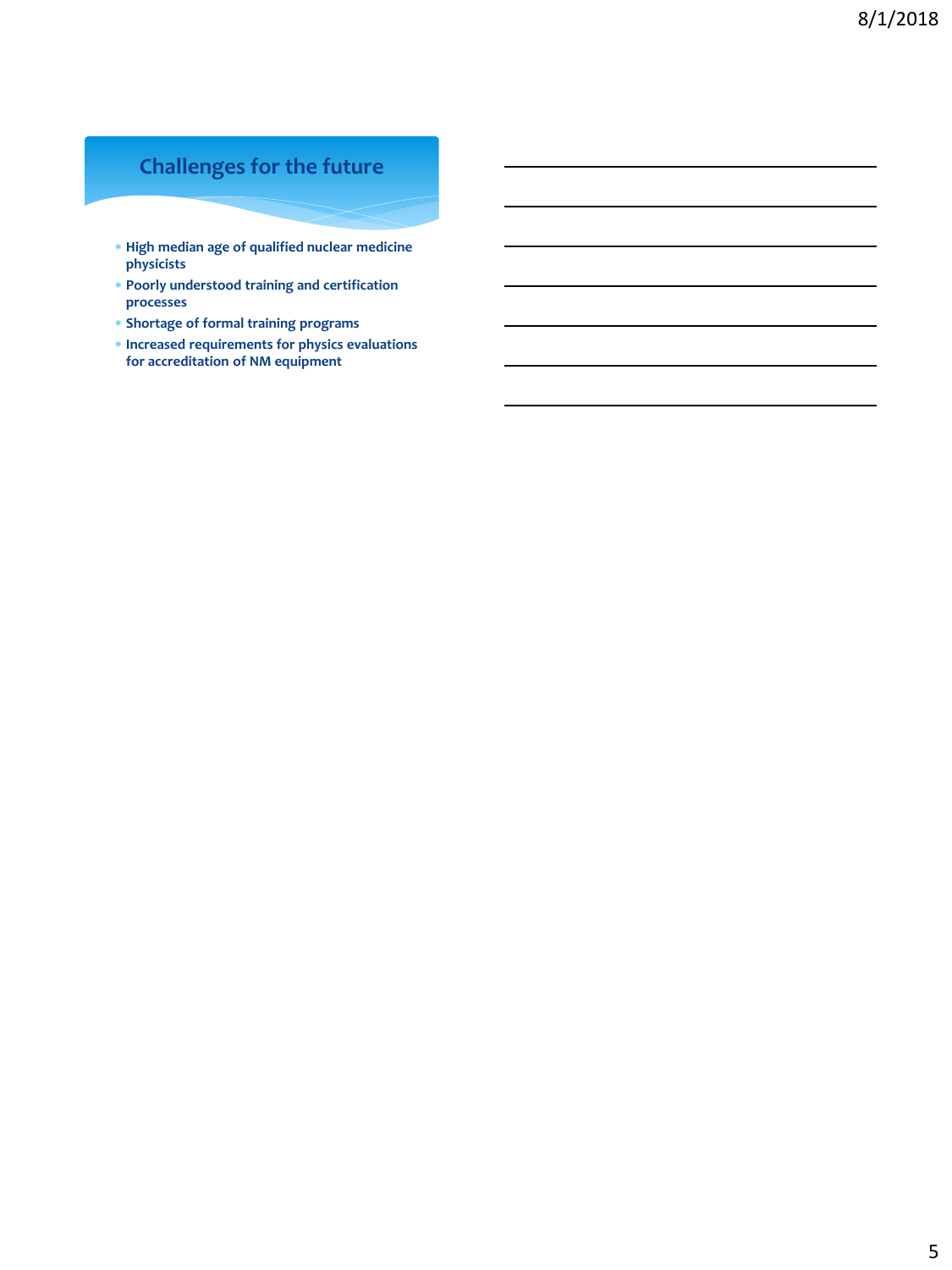## Challenges for the future

- High median age of qualified nuclear medicine physicists
- Poorly understood training and certification processes
- Shortage of formal training programs
- Increased requirements for physics evaluations for accreditation of NM equipment